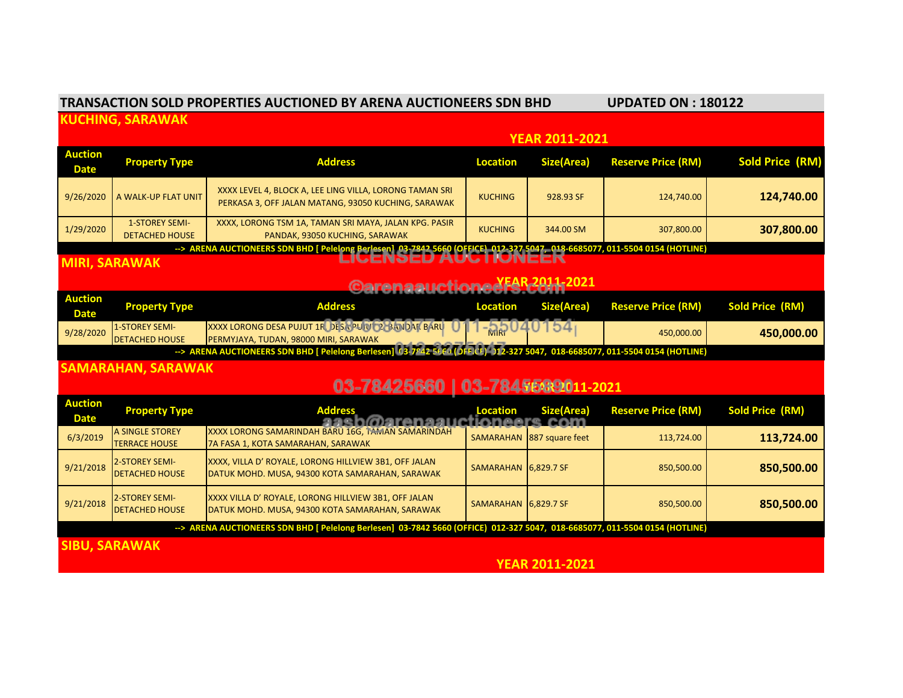# TRANSACTION SOLD PROPERTIES AUCTIONED BY ARENA AUCTIONEERS SDN BHD UPDATED ON : 180122

## KUCHING, SARAWAK

**YEAR 2011-2021**

| Auction Date | Property Type | Address | Location | Size(Area) | Reserve Price (RM) | Sold Price (RM) |
|---|---|---|---|---|---|---|
| 9/26/2020 | A WALK-UP FLAT UNIT | XXXX LEVEL 4, BLOCK A, LEE LING VILLA, LORONG TAMAN SRI PERKASA 3, OFF JALAN MATANG, 93050 KUCHING, SARAWAK | KUCHING | 928.93 SF | 124,740.00 | **124,740.00** |
| 1/29/2020 | 1-STOREY SEMI-DETACHED HOUSE | XXXX, LORONG TSM 1A, TAMAN SRI MAYA, JALAN KPG. PASIR PANDAK, 93050 KUCHING, SARAWAK | KUCHING | 344.00 SM | 307,800.00 | **307,800.00** |

--> ARENA AUCTIONEERS SDN BHD [ Pelelong Berlesen] 03-7842 5660 (OFFICE) 012-327 5047, 018-6685077, 011-5504 0154 (HOTLINE)

## MIRI, SARAWAK

**YEAR 2011-2021**

| Auction Date | Property Type | Address | Location | Size(Area) | Reserve Price (RM) | Sold Price (RM) |
|---|---|---|---|---|---|---|
| 9/28/2020 | 1-STOREY SEMI-DETACHED HOUSE | XXXX LORONG DESA PUJUT 1R, DESA PUJUT 2, BANDAR BARU PERMYJAYA, TUDAN, 98000 MIRI, SARAWAK | MIRI | | 450,000.00 | **450,000.00** |

--> ARENA AUCTIONEERS SDN BHD [ Pelelong Berlesen] 03-7842 5660 (OFFICE) 012-327 5047, 018-6685077, 011-5504 0154 (HOTLINE)

## SAMARAHAN, SARAWAK

**YEAR 2011-2021**

| Auction Date | Property Type | Address | Location | Size(Area) | Reserve Price (RM) | Sold Price (RM) |
|---|---|---|---|---|---|---|
| 6/3/2019 | A SINGLE STOREY TERRACE HOUSE | XXXX LORONG SAMARINDAH BARU 16G, TAMAN SAMARINDAH 7A FASA 1, KOTA SAMARAHAN, SARAWAK | SAMARAHAN | 887 square feet | 113,724.00 | **113,724.00** |
| 9/21/2018 | 2-STOREY SEMI-DETACHED HOUSE | XXXX, VILLA D' ROYALE, LORONG HILLVIEW 3B1, OFF JALAN DATUK MOHD. MUSA, 94300 KOTA SAMARAHAN, SARAWAK | SAMARAHAN | 6,829.7 SF | 850,500.00 | **850,500.00** |
| 9/21/2018 | 2-STOREY SEMI-DETACHED HOUSE | XXXX VILLA D' ROYALE, LORONG HILLVIEW 3B1, OFF JALAN DATUK MOHD. MUSA, 94300 KOTA SAMARAHAN, SARAWAK | SAMARAHAN | 6,829.7 SF | 850,500.00 | **850,500.00** |

--> ARENA AUCTIONEERS SDN BHD [ Pelelong Berlesen] 03-7842 5660 (OFFICE) 012-327 5047, 018-6685077, 011-5504 0154 (HOTLINE)

## SIBU, SARAWAK

**YEAR 2011-2021**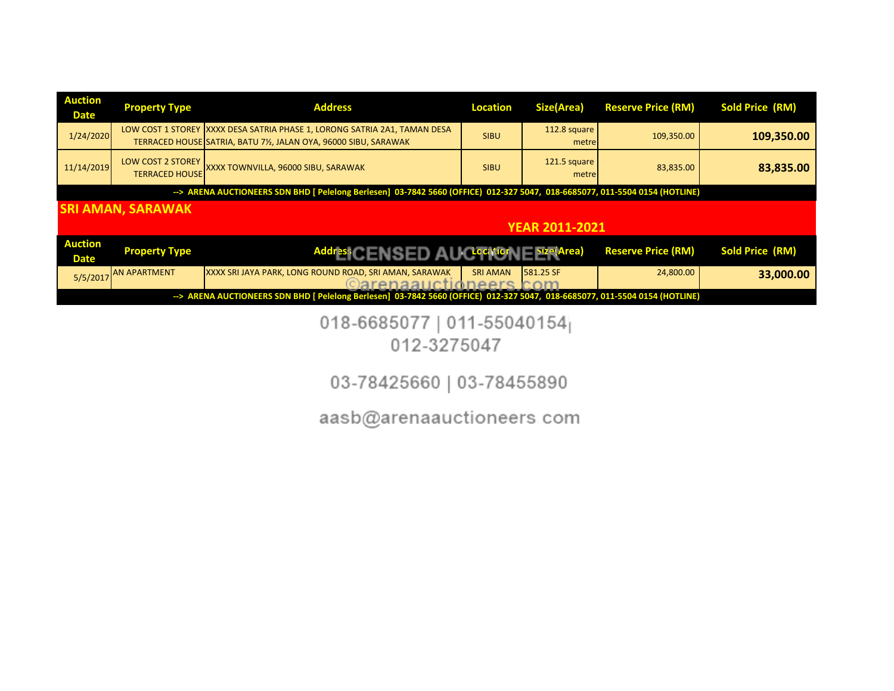| Auction Date | Property Type | Address | Location | Size(Area) | Reserve Price (RM) | Sold Price (RM) |
|---|---|---|---|---|---|---|
| 1/24/2020 | LOW COST 1 STOREY TERRACED HOUSE | XXXX DESA SATRIA PHASE 1, LORONG SATRIA 2A1, TAMAN DESA SATRIA, BATU 7½, JALAN OYA, 96000 SIBU, SARAWAK | SIBU | 112.8 square metre | 109,350.00 | **109,350.00** |
| 11/14/2019 | LOW COST 2 STOREY TERRACED HOUSE | XXXX TOWNVILLA, 96000 SIBU, SARAWAK | SIBU | 121.5 square metre | 83,835.00 | **83,835.00** |

**--> ARENA AUCTIONEERS SDN BHD [ Pelelong Berlesen] 03-7842 5660 (OFFICE) 012-327 5047, 018-6685077, 011-5504 0154 (HOTLINE)**

## SRI AMAN, SARAWAK

**YEAR 2011-2021**

| Auction Date | Property Type | Address | Location | Size(Area) | Reserve Price (RM) | Sold Price (RM) |
|---|---|---|---|---|---|---|
| 5/5/2017 | AN APARTMENT | XXXX SRI JAYA PARK, LONG ROUND ROAD, SRI AMAN, SARAWAK | SRI AMAN | 581.25 SF | 24,800.00 | **33,000.00** |

**--> ARENA AUCTIONEERS SDN BHD [ Pelelong Berlesen] 03-7842 5660 (OFFICE) 012-327 5047, 018-6685077, 011-5504 0154 (HOTLINE)**

LICENSED AUCTIONEER

©arenaauctioneers.com

018-6685077 | 011-55040154 | 012-3275047

03-78425660 | 03-78455890

aasb@arenaauctioneers.com